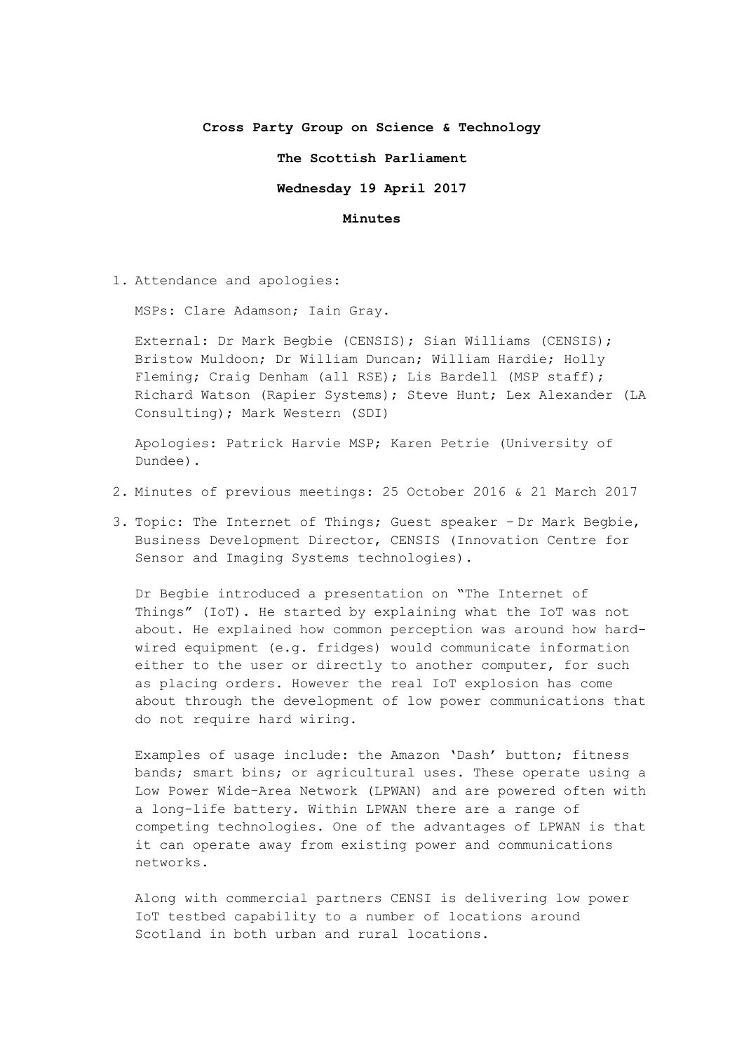**Cross Party Group on Science & Technology**

**The Scottish Parliament**

**Wednesday 19 April 2017**

**Minutes**

1. Attendance and apologies:

   MSPs: Clare Adamson; Iain Gray.

   External: Dr Mark Begbie (CENSIS); Sian Williams (CENSIS); Bristow Muldoon; Dr William Duncan; William Hardie; Holly Fleming; Craig Denham (all RSE); Lis Bardell (MSP staff); Richard Watson (Rapier Systems); Steve Hunt; Lex Alexander (LA Consulting); Mark Western (SDI)

   Apologies: Patrick Harvie MSP; Karen Petrie (University of Dundee).

2. Minutes of previous meetings: 25 October 2016 & 21 March 2017

3. Topic: The Internet of Things; Guest speaker - Dr Mark Begbie, Business Development Director, CENSIS (Innovation Centre for Sensor and Imaging Systems technologies).

   Dr Begbie introduced a presentation on "The Internet of Things" (IoT). He started by explaining what the IoT was not about. He explained how common perception was around how hard-wired equipment (e.g. fridges) would communicate information either to the user or directly to another computer, for such as placing orders. However the real IoT explosion has come about through the development of low power communications that do not require hard wiring.

   Examples of usage include: the Amazon 'Dash' button; fitness bands; smart bins; or agricultural uses. These operate using a Low Power Wide-Area Network (LPWAN) and are powered often with a long-life battery. Within LPWAN there are a range of competing technologies. One of the advantages of LPWAN is that it can operate away from existing power and communications networks.

   Along with commercial partners CENSI is delivering low power IoT testbed capability to a number of locations around Scotland in both urban and rural locations.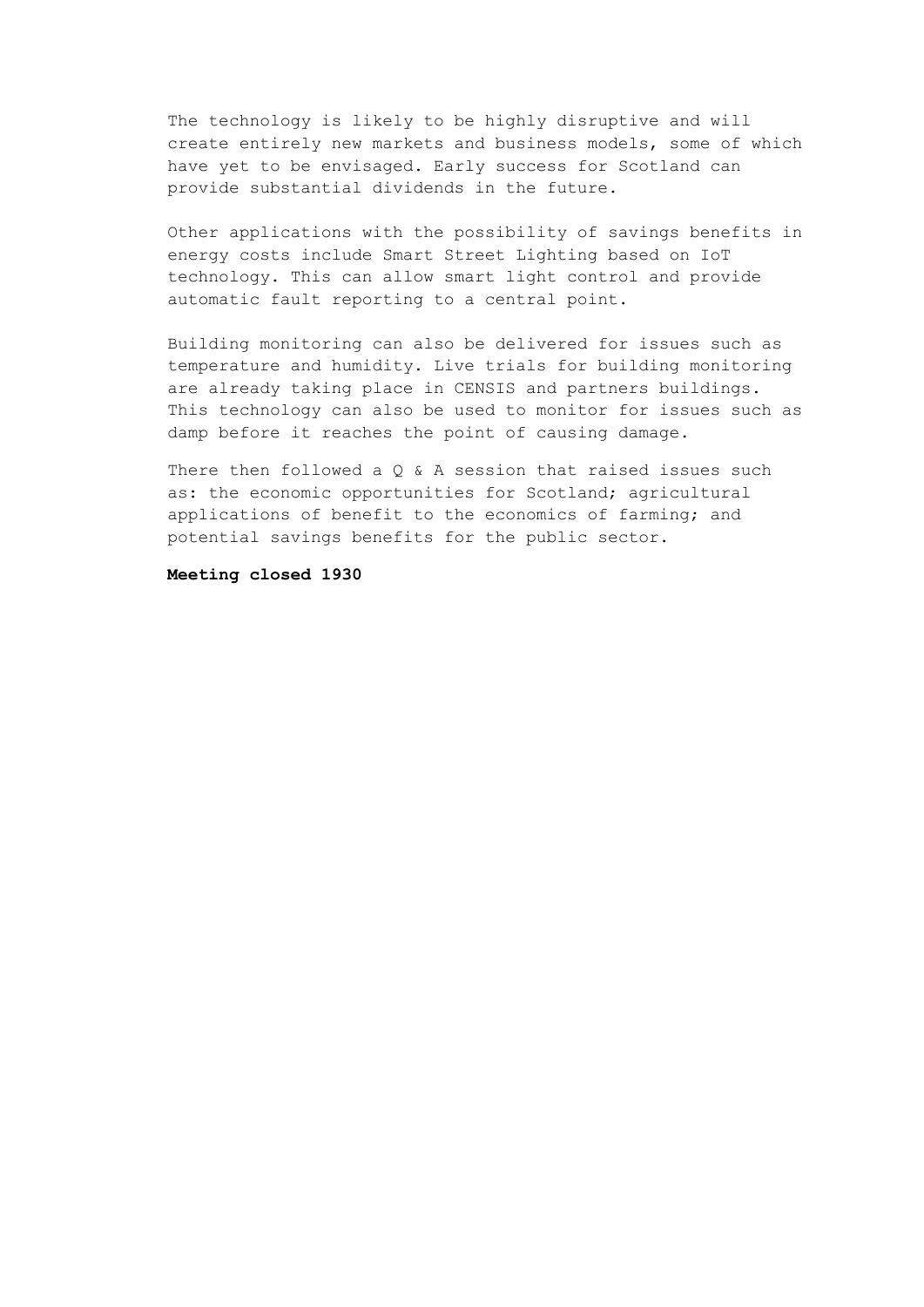The technology is likely to be highly disruptive and will create entirely new markets and business models, some of which have yet to be envisaged. Early success for Scotland can provide substantial dividends in the future.

Other applications with the possibility of savings benefits in energy costs include Smart Street Lighting based on IoT technology. This can allow smart light control and provide automatic fault reporting to a central point.

Building monitoring can also be delivered for issues such as temperature and humidity. Live trials for building monitoring are already taking place in CENSIS and partners buildings. This technology can also be used to monitor for issues such as damp before it reaches the point of causing damage.

There then followed a Q & A session that raised issues such as: the economic opportunities for Scotland; agricultural applications of benefit to the economics of farming; and potential savings benefits for the public sector.

**Meeting closed 1930**